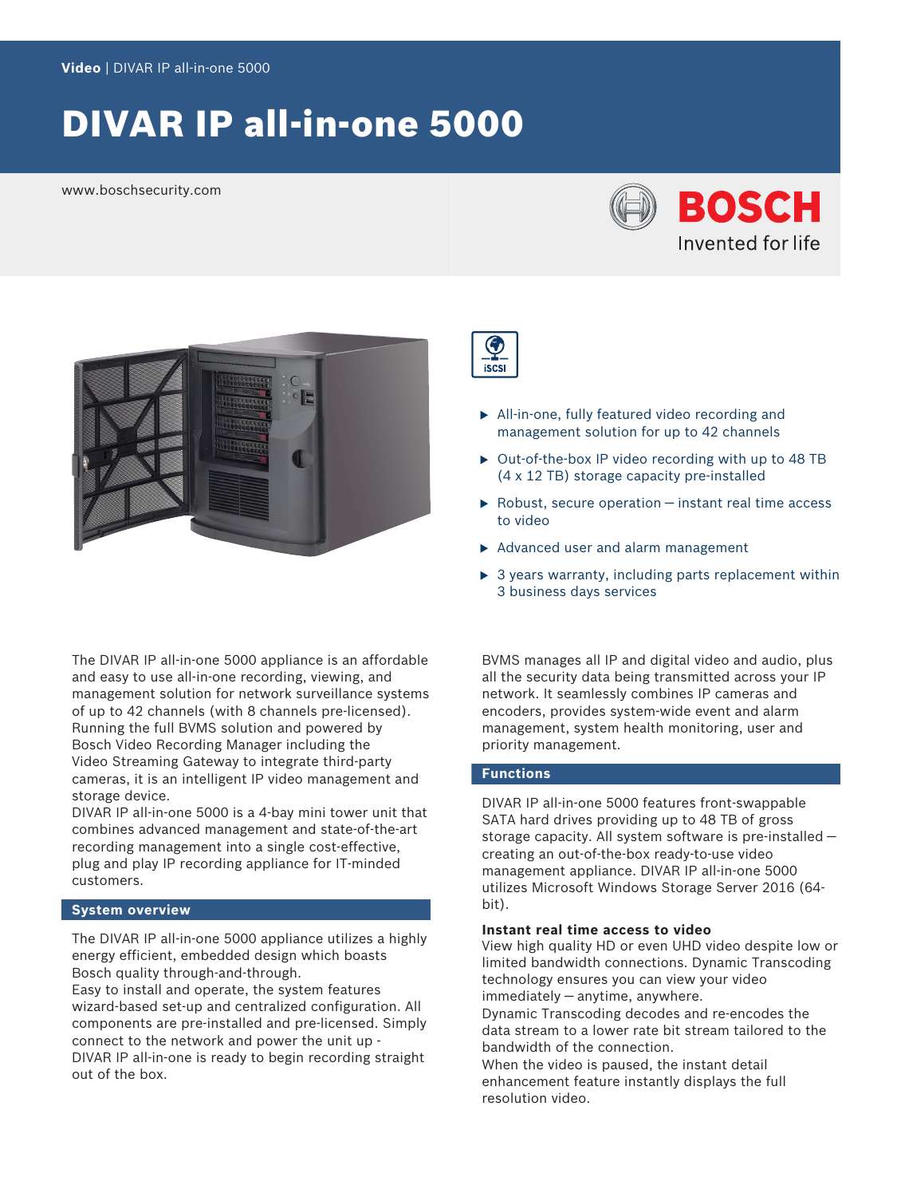Video | DIVAR IP all-in-one 5000

# DIVAR IP all-in-one 5000

www.boschsecurity.com

- All-in-one, fully featured video recording and management solution for up to 42 channels
- Out-of-the-box IP video recording with up to 48 TB (4 x 12 TB) storage capacity pre-installed
- Robust, secure operation – instant real time access to video
- Advanced user and alarm management
- 3 years warranty, including parts replacement within 3 business days services

The DIVAR IP all-in-one 5000 appliance is an affordable and easy to use all-in-one recording, viewing, and management solution for network surveillance systems of up to 42 channels (with 8 channels pre-licensed). Running the full BVMS solution and powered by Bosch Video Recording Manager including the Video Streaming Gateway to integrate third-party cameras, it is an intelligent IP video management and storage device.
DIVAR IP all-in-one 5000 is a 4-bay mini tower unit that combines advanced management and state-of-the-art recording management into a single cost-effective, plug and play IP recording appliance for IT-minded customers.

## System overview

The DIVAR IP all-in-one 5000 appliance utilizes a highly energy efficient, embedded design which boasts Bosch quality through-and-through.
Easy to install and operate, the system features wizard-based set-up and centralized configuration. All components are pre-installed and pre-licensed. Simply connect to the network and power the unit up - DIVAR IP all-in-one is ready to begin recording straight out of the box.

BVMS manages all IP and digital video and audio, plus all the security data being transmitted across your IP network. It seamlessly combines IP cameras and encoders, provides system-wide event and alarm management, system health monitoring, user and priority management.

## Functions

DIVAR IP all-in-one 5000 features front-swappable SATA hard drives providing up to 48 TB of gross storage capacity. All system software is pre-installed – creating an out-of-the-box ready-to-use video management appliance. DIVAR IP all-in-one 5000 utilizes Microsoft Windows Storage Server 2016 (64-bit).

### Instant real time access to video

View high quality HD or even UHD video despite low or limited bandwidth connections. Dynamic Transcoding technology ensures you can view your video immediately – anytime, anywhere.
Dynamic Transcoding decodes and re-encodes the data stream to a lower rate bit stream tailored to the bandwidth of the connection.
When the video is paused, the instant detail enhancement feature instantly displays the full resolution video.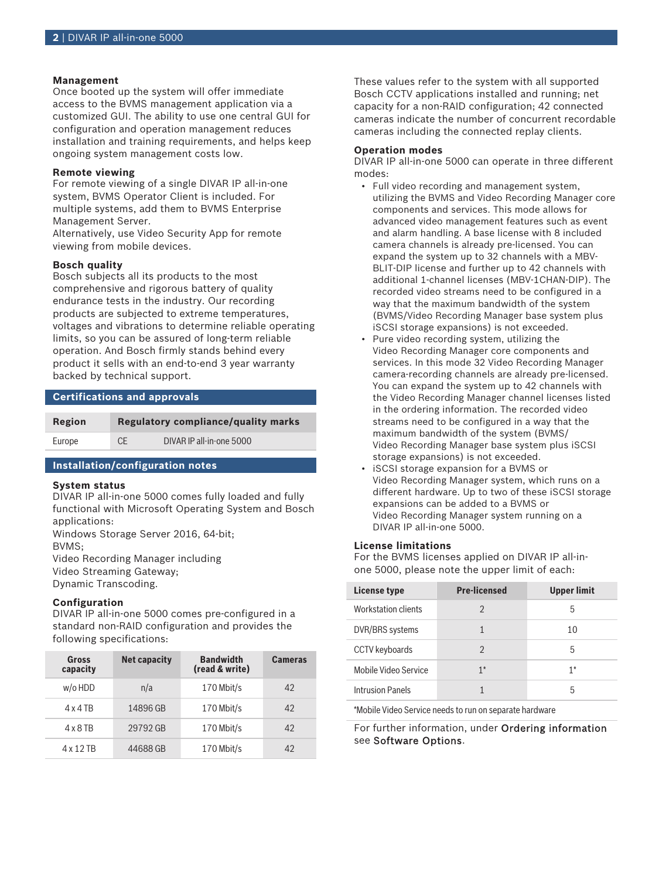### Management

Once booted up the system will offer immediate access to the BVMS management application via a customized GUI. The ability to use one central GUI for configuration and operation management reduces installation and training requirements, and helps keep ongoing system management costs low.

### Remote viewing

For remote viewing of a single DIVAR IP all-in-one system, BVMS Operator Client is included. For multiple systems, add them to BVMS Enterprise Management Server.
Alternatively, use Video Security App for remote viewing from mobile devices.

### Bosch quality

Bosch subjects all its products to the most comprehensive and rigorous battery of quality endurance tests in the industry. Our recording products are subjected to extreme temperatures, voltages and vibrations to determine reliable operating limits, so you can be assured of long-term reliable operation. And Bosch firmly stands behind every product it sells with an end-to-end 3 year warranty backed by technical support.

## Certifications and approvals

| Region | Regulatory compliance/quality marks | |
|---|---|---|
| Europe | CE | DIVAR IP all-in-one 5000 |

## Installation/configuration notes

### System status

DIVAR IP all-in-one 5000 comes fully loaded and fully functional with Microsoft Operating System and Bosch applications:
Windows Storage Server 2016, 64-bit;
BVMS;
Video Recording Manager including
Video Streaming Gateway;
Dynamic Transcoding.

### Configuration

DIVAR IP all-in-one 5000 comes pre-configured in a standard non-RAID configuration and provides the following specifications:

| Gross capacity | Net capacity | Bandwidth (read & write) | Cameras |
|---|---|---|---|
| w/o HDD | n/a | 170 Mbit/s | 42 |
| 4 x 4 TB | 14896 GB | 170 Mbit/s | 42 |
| 4 x 8 TB | 29792 GB | 170 Mbit/s | 42 |
| 4 x 12 TB | 44688 GB | 170 Mbit/s | 42 |

These values refer to the system with all supported Bosch CCTV applications installed and running; net capacity for a non-RAID configuration; 42 connected cameras indicate the number of concurrent recordable cameras including the connected replay clients.

### Operation modes

DIVAR IP all-in-one 5000 can operate in three different modes:

- Full video recording and management system, utilizing the BVMS and Video Recording Manager core components and services. This mode allows for advanced video management features such as event and alarm handling. A base license with 8 included camera channels is already pre-licensed. You can expand the system up to 32 channels with a MBV-BLIT-DIP license and further up to 42 channels with additional 1-channel licenses (MBV-1CHAN-DIP). The recorded video streams need to be configured in a way that the maximum bandwidth of the system (BVMS/Video Recording Manager base system plus iSCSI storage expansions) is not exceeded.
- Pure video recording system, utilizing the Video Recording Manager core components and services. In this mode 32 Video Recording Manager camera-recording channels are already pre-licensed. You can expand the system up to 42 channels with the Video Recording Manager channel licenses listed in the ordering information. The recorded video streams need to be configured in a way that the maximum bandwidth of the system (BVMS/ Video Recording Manager base system plus iSCSI storage expansions) is not exceeded.
- iSCSI storage expansion for a BVMS or Video Recording Manager system, which runs on a different hardware. Up to two of these iSCSI storage expansions can be added to a BVMS or Video Recording Manager system running on a DIVAR IP all-in-one 5000.

### License limitations

For the BVMS licenses applied on DIVAR IP all-in-one 5000, please note the upper limit of each:

| License type | Pre-licensed | Upper limit |
|---|---|---|
| Workstation clients | 2 | 5 |
| DVR/BRS systems | 1 | 10 |
| CCTV keyboards | 2 | 5 |
| Mobile Video Service | 1* | 1* |
| Intrusion Panels | 1 | 5 |

*Mobile Video Service needs to run on separate hardware

For further information, under **Ordering information** see **Software Options**.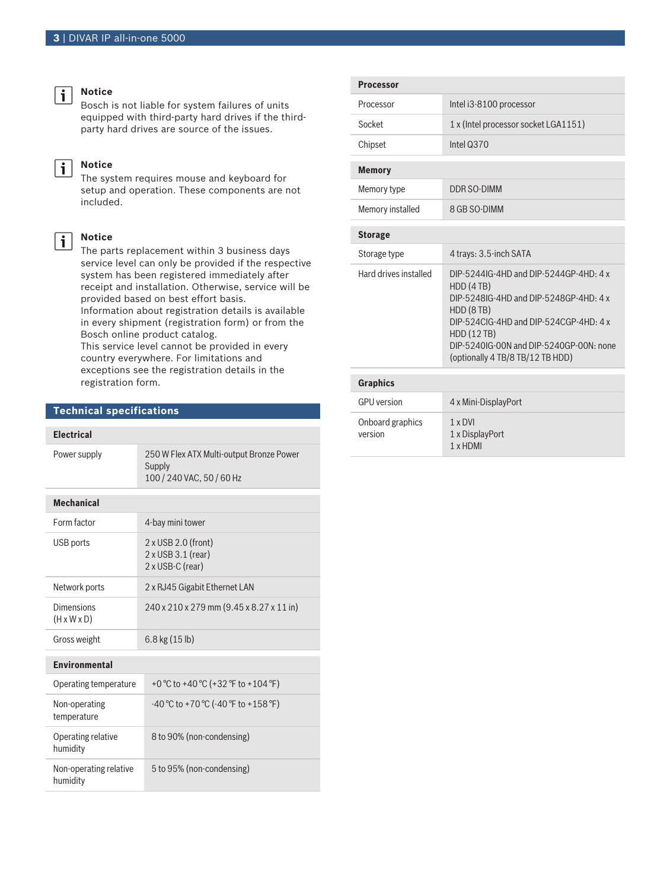**Notice**
Bosch is not liable for system failures of units equipped with third-party hard drives if the third-party hard drives are source of the issues.

**Notice**
The system requires mouse and keyboard for setup and operation. These components are not included.

**Notice**
The parts replacement within 3 business days service level can only be provided if the respective system has been registered immediately after receipt and installation. Otherwise, service will be provided based on best effort basis.
Information about registration details is available in every shipment (registration form) or from the Bosch online product catalog.
This service level cannot be provided in every country everywhere. For limitations and exceptions see the registration details in the registration form.

## Technical specifications

| **Electrical** | |
|---|---|
| Power supply | 250 W Flex ATX Multi-output Bronze Power Supply<br>100 / 240 VAC, 50 / 60 Hz |

| **Mechanical** | |
|---|---|
| Form factor | 4-bay mini tower |
| USB ports | 2 x USB 2.0 (front)<br>2 x USB 3.1 (rear)<br>2 x USB-C (rear) |
| Network ports | 2 x RJ45 Gigabit Ethernet LAN |
| Dimensions (H x W x D) | 240 x 210 x 279 mm (9.45 x 8.27 x 11 in) |
| Gross weight | 6.8 kg (15 lb) |

| **Environmental** | |
|---|---|
| Operating temperature | +0 °C to +40 °C (+32 °F to +104 °F) |
| Non-operating temperature | -40 °C to +70 °C (-40 °F to +158 °F) |
| Operating relative humidity | 8 to 90% (non-condensing) |
| Non-operating relative humidity | 5 to 95% (non-condensing) |

| **Processor** | |
|---|---|
| Processor | Intel i3-8100 processor |
| Socket | 1 x (Intel processor socket LGA1151) |
| Chipset | Intel Q370 |

| **Memory** | |
|---|---|
| Memory type | DDR SO-DIMM |
| Memory installed | 8 GB SO-DIMM |

| **Storage** | |
|---|---|
| Storage type | 4 trays: 3.5-inch SATA |
| Hard drives installed | DIP-5244IG-4HD and DIP-5244GP-4HD: 4 x HDD (4 TB)<br>DIP-5248IG-4HD and DIP-5248GP-4HD: 4 x HDD (8 TB)<br>DIP-524CIG-4HD and DIP-524CGP-4HD: 4 x HDD (12 TB)<br>DIP-5240IG-00N and DIP-5240GP-00N: none (optionally 4 TB/8 TB/12 TB HDD) |

| **Graphics** | |
|---|---|
| GPU version | 4 x Mini-DisplayPort |
| Onboard graphics version | 1 x DVI<br>1 x DisplayPort<br>1 x HDMI |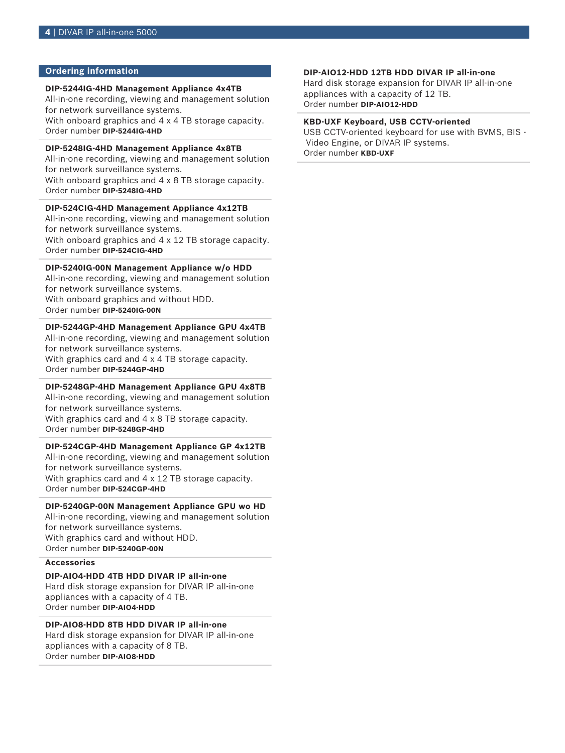## Ordering information

**DIP-5244IG-4HD Management Appliance 4x4TB**
All-in-one recording, viewing and management solution for network surveillance systems.
With onboard graphics and 4 x 4 TB storage capacity.
Order number **DIP-5244IG-4HD**

**DIP-5248IG-4HD Management Appliance 4x8TB**
All-in-one recording, viewing and management solution for network surveillance systems.
With onboard graphics and 4 x 8 TB storage capacity.
Order number **DIP-5248IG-4HD**

**DIP-524CIG-4HD Management Appliance 4x12TB**
All-in-one recording, viewing and management solution for network surveillance systems.
With onboard graphics and 4 x 12 TB storage capacity.
Order number **DIP-524CIG-4HD**

**DIP-5240IG-00N Management Appliance w/o HDD**
All-in-one recording, viewing and management solution for network surveillance systems.
With onboard graphics and without HDD.
Order number **DIP-5240IG-00N**

**DIP-5244GP-4HD Management Appliance GPU 4x4TB**
All-in-one recording, viewing and management solution for network surveillance systems.
With graphics card and 4 x 4 TB storage capacity.
Order number **DIP-5244GP-4HD**

**DIP-5248GP-4HD Management Appliance GPU 4x8TB**
All-in-one recording, viewing and management solution for network surveillance systems.
With graphics card and 4 x 8 TB storage capacity.
Order number **DIP-5248GP-4HD**

**DIP-524CGP-4HD Management Appliance GP 4x12TB**
All-in-one recording, viewing and management solution for network surveillance systems.
With graphics card and 4 x 12 TB storage capacity.
Order number **DIP-524CGP-4HD**

**DIP-5240GP-00N Management Appliance GPU wo HD**
All-in-one recording, viewing and management solution for network surveillance systems.
With graphics card and without HDD.
Order number **DIP-5240GP-00N**

### Accessories

**DIP-AIO4-HDD 4TB HDD DIVAR IP all-in-one**
Hard disk storage expansion for DIVAR IP all-in-one appliances with a capacity of 4 TB.
Order number **DIP-AIO4-HDD**

**DIP-AIO8-HDD 8TB HDD DIVAR IP all-in-one**
Hard disk storage expansion for DIVAR IP all-in-one appliances with a capacity of 8 TB.
Order number **DIP-AIO8-HDD**

**DIP-AIO12-HDD 12TB HDD DIVAR IP all-in-one**
Hard disk storage expansion for DIVAR IP all-in-one appliances with a capacity of 12 TB.
Order number **DIP-AIO12-HDD**

**KBD-UXF Keyboard, USB CCTV-oriented**
USB CCTV-oriented keyboard for use with BVMS, BIS - Video Engine, or DIVAR IP systems.
Order number **KBD-UXF**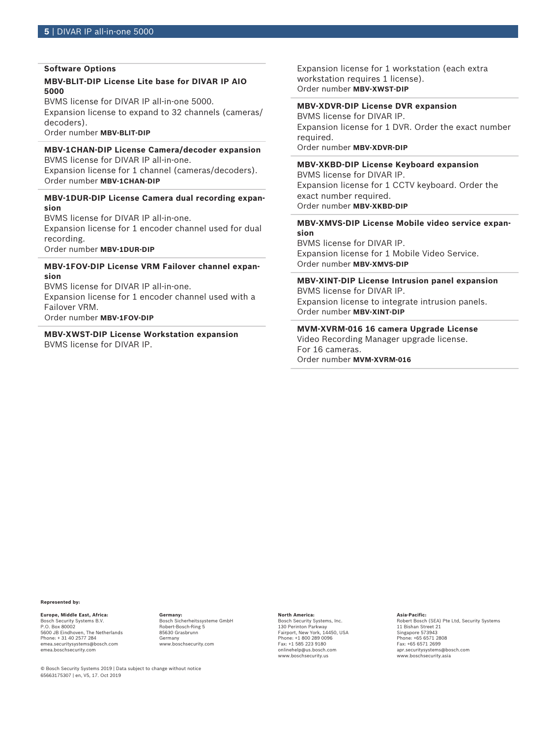## Software Options

**MBV-BLIT-DIP License Lite base for DIVAR IP AIO 5000**

BVMS license for DIVAR IP all-in-one 5000.
Expansion license to expand to 32 channels (cameras/decoders).
Order number **MBV-BLIT-DIP**

**MBV-1CHAN-DIP License Camera/decoder expansion**

BVMS license for DIVAR IP all-in-one.
Expansion license for 1 channel (cameras/decoders).
Order number **MBV-1CHAN-DIP**

**MBV-1DUR-DIP License Camera dual recording expansion**

BVMS license for DIVAR IP all-in-one.
Expansion license for 1 encoder channel used for dual recording.
Order number **MBV-1DUR-DIP**

**MBV-1FOV-DIP License VRM Failover channel expansion**

BVMS license for DIVAR IP all-in-one.
Expansion license for 1 encoder channel used with a Failover VRM.
Order number **MBV-1FOV-DIP**

**MBV-XWST-DIP License Workstation expansion**

BVMS license for DIVAR IP.
Expansion license for 1 workstation (each extra workstation requires 1 license).
Order number **MBV-XWST-DIP**

**MBV-XDVR-DIP License DVR expansion**

BVMS license for DIVAR IP.
Expansion license for 1 DVR. Order the exact number required.
Order number **MBV-XDVR-DIP**

**MBV-XKBD-DIP License Keyboard expansion**

BVMS license for DIVAR IP.
Expansion license for 1 CCTV keyboard. Order the exact number required.
Order number **MBV-XKBD-DIP**

**MBV-XMVS-DIP License Mobile video service expansion**

BVMS license for DIVAR IP.
Expansion license for 1 Mobile Video Service.
Order number **MBV-XMVS-DIP**

**MBV-XINT-DIP License Intrusion panel expansion**

BVMS license for DIVAR IP.
Expansion license to integrate intrusion panels.
Order number **MBV-XINT-DIP**

**MVM-XVRM-016 16 camera Upgrade License**

Video Recording Manager upgrade license.
For 16 cameras.
Order number **MVM-XVRM-016**

**Represented by:**

**Europe, Middle East, Africa:**
Bosch Security Systems B.V.
P.O. Box 80002
5600 JB Eindhoven, The Netherlands
Phone: + 31 40 2577 284
emea.securitysystems@bosch.com
emea.boschsecurity.com

**Germany:**
Bosch Sicherheitssysteme GmbH
Robert-Bosch-Ring 5
85630 Grasbrunn
Germany
www.boschsecurity.com

**North America:**
Bosch Security Systems, Inc.
130 Perinton Parkway
Fairport, New York, 14450, USA
Phone: +1 800 289 0096
Fax: +1 585 223 9180
onlinehelp@us.bosch.com
www.boschsecurity.us

**Asia-Pacific:**
Robert Bosch (SEA) Pte Ltd, Security Systems
11 Bishan Street 21
Singapore 573943
Phone: +65 6571 2808
Fax: +65 6571 2699
apr.securitysystems@bosch.com
www.boschsecurity.asia

© Bosch Security Systems 2019 | Data subject to change without notice
65663175307 | en, V5, 17. Oct 2019